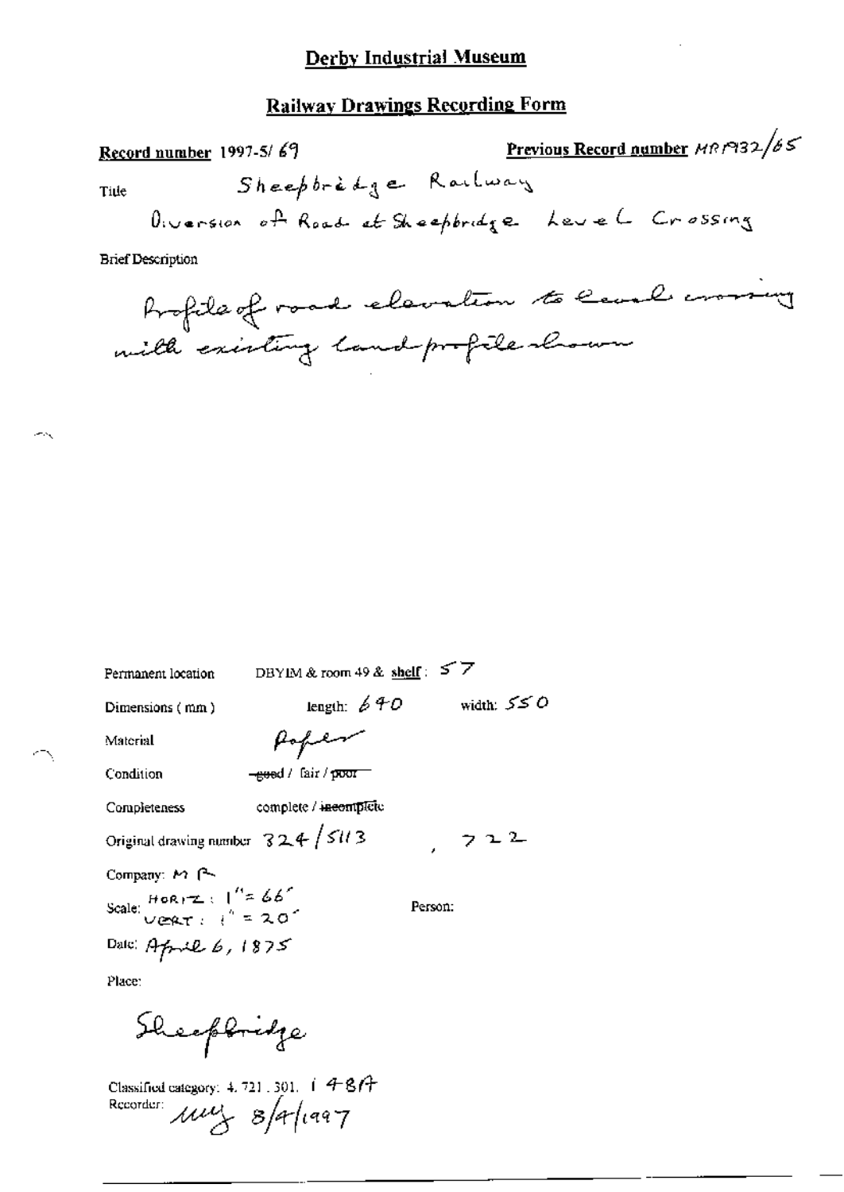# Derby Industrial Museum

## Railway Drawings Recording Form

**Record number** 1997-5/ 69

**Previous Record number** MR1932/65

Title

Sheepbridge Railway

Diversion of Road at Sheepbridge Level Crossing

Brief Description

Profile of road elevation to level crossing with existing land profile shown

Permanent location DBYIM & room 49 & **shelf**: 57

Dimensions (mm) length: 640 width: 550

Material Paper

Condition ~~good~~ / fair / ~~poor~~

Completeness complete / ~~incomplete~~

Original drawing number 324/5113 , 722

Company: MR

Scale: HORIZ: 1" = 66'
VERT: 1" = 20'

Person:

Date: April 6, 1875

Place:

Sheepbridge

Classified category: 4. 721. 301. 1484

Recorder: my 8/4/1997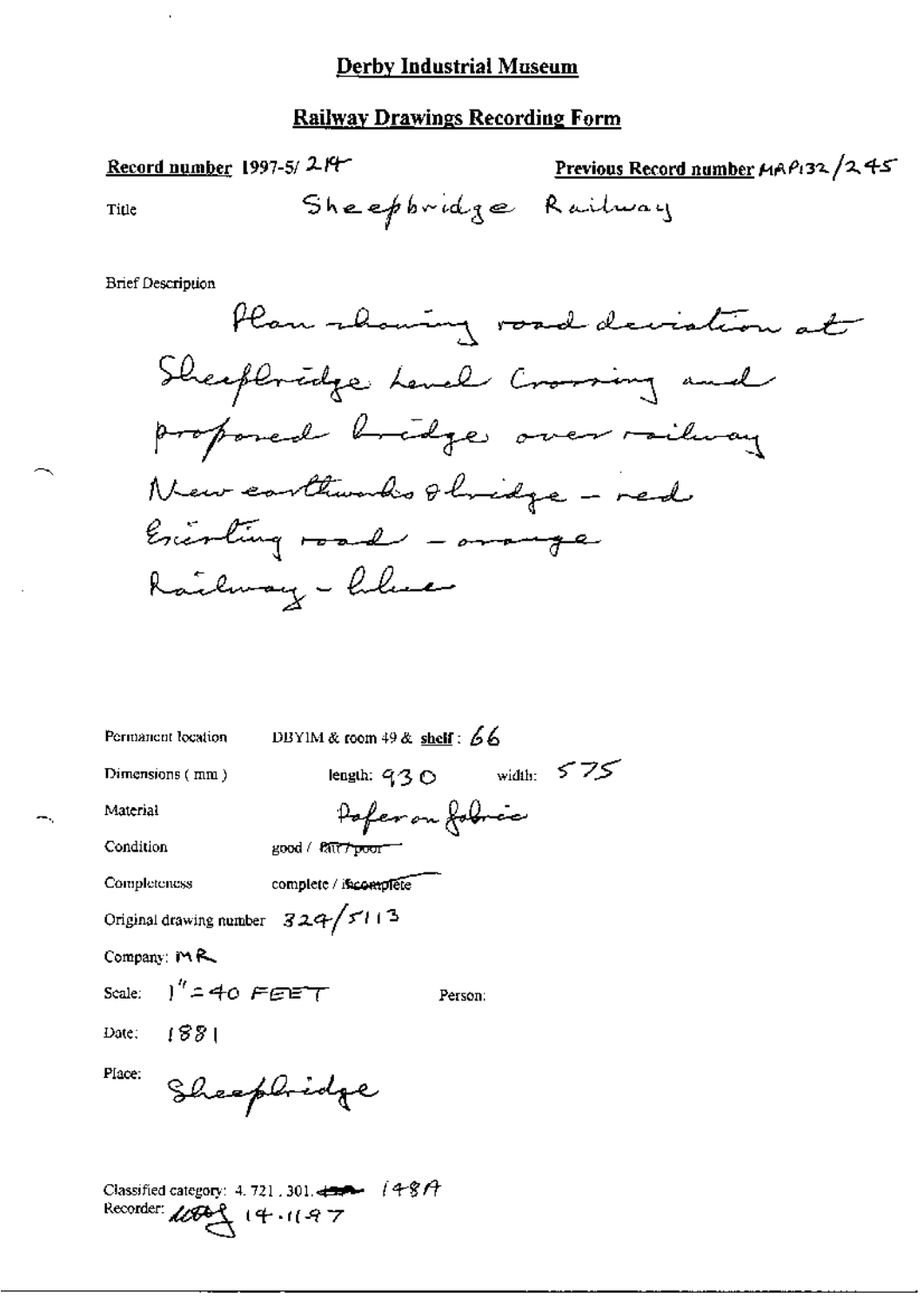# Derby Industrial Museum

## Railway Drawings Recording Form

**Record number** 1997-5/ 214 **Previous Record number** MAP132/245

Title Sheepbridge Railway

Brief Description

Plan showing road deviation at Sheepbridge Level Crossing and proposed bridge over railway
New earthworks & bridge – red
Existing road – orange
Railway – blue

Permanent location DBYIM & room 49 & shelf: 66

Dimensions (mm) length: 930 width: 575

Material Paper on fabric

Condition good / ~~fair / poor~~

Completeness complete / ~~incomplete~~

Original drawing number 329/5113

Company: MR

Scale: 1" = 40 FEET Person:

Date: 1881

Place: Sheepbridge

Classified category: 4. 721 . 301. ~~—~~ 148A
Recorder: [initials] 14.11.97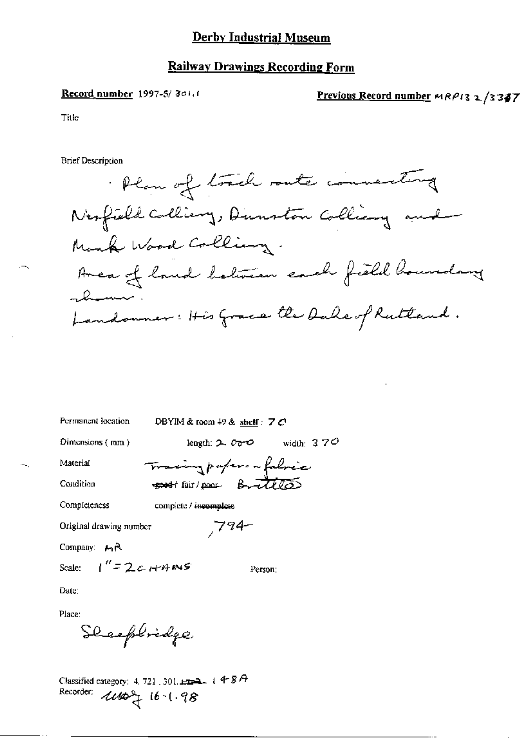# Derby Industrial Museum

## Railway Drawings Recording Form

**Record number** 1997-5/ 301.1

**Previous Record number** MRP132/3347

Title

Brief Description

Plan of track route connecting Nesfield Colliery, Dunston Colliery and Monk Wood Colliery.
Area of land between each field boundary shown.
Landowner: His Grace the Duke of Rutland.

Permanent location DBYIM & room 49 & shelf : 7C

Dimensions (mm) length: 2000 width: 370

Material Tracing paper on fabric

Condition ~~good~~ / fair / ~~poor~~ Brittle

Completeness complete / ~~incomplete~~

Original drawing number 794

Company: MR

Scale: 1" = 2 CHAINS

Person:

Date:

Place:
Sheepbridge

Classified category: 4. 721 . 301. ~~112~~ 148A

Recorder: MMB 16-1-98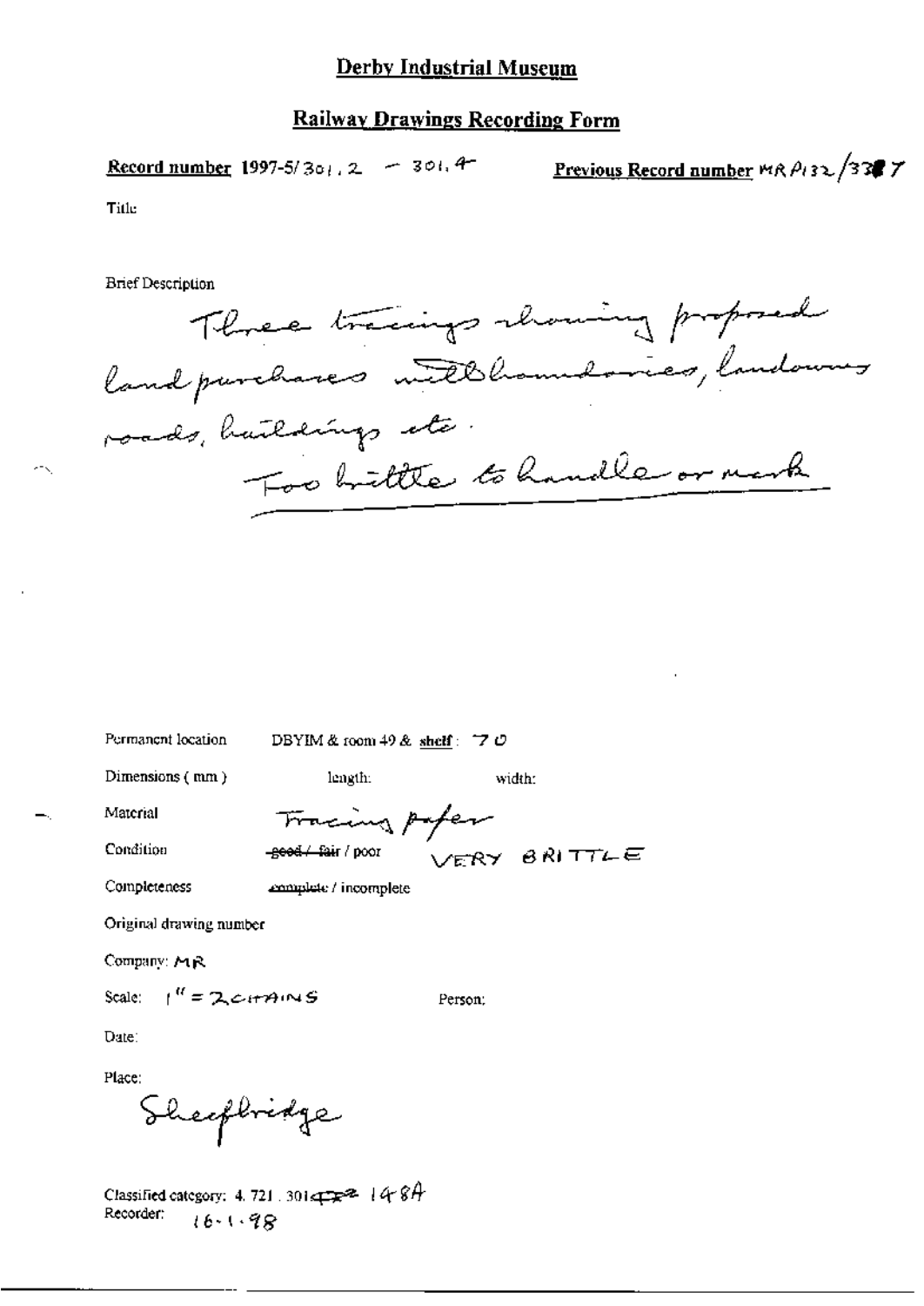# Derby Industrial Museum

## Railway Drawings Recording Form

**Record number** 1997-5/301.2 – 301.4 **Previous Record number** MR P132/3387

Title

Brief Description

Three tracings showing proposed land purchases with boundaries, landowners, roads, buildings etc.

Too brittle to handle or mark

Permanent location DBYIM & room 49 & **shelf**: 70

Dimensions (mm) length: width:

Material Tracing paper

Condition ~~good / fair~~ / poor VERY BRITTLE

Completeness complete / incomplete

Original drawing number

Company: MR

Scale: 1" = 2 CHAINS Person:

Date:

Place:

Sheepbridge

Classified category: 4. 721. 301 ~~...~~ 148A

Recorder: 16-1-98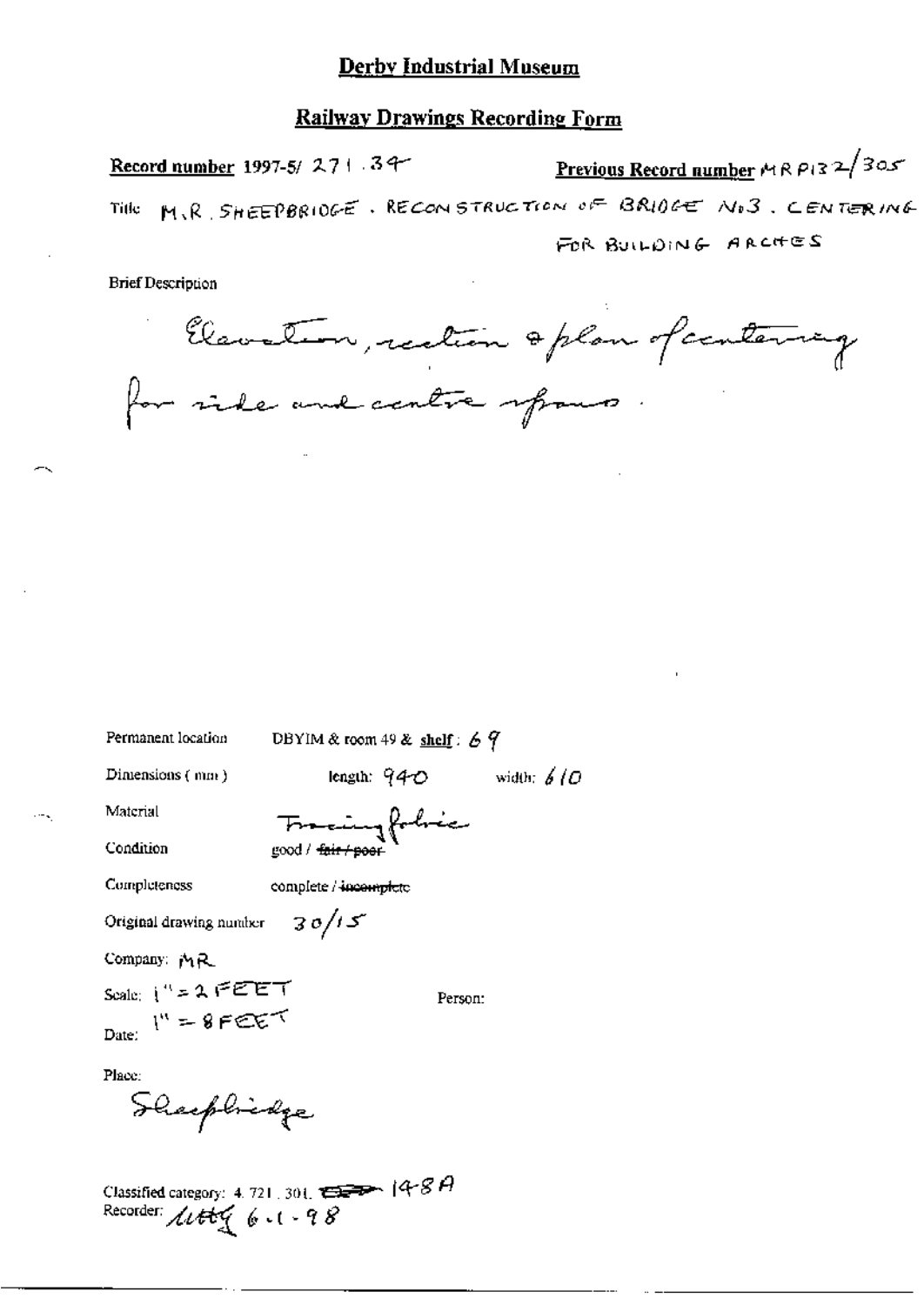# Derby Industrial Museum

## Railway Drawings Recording Form

**Record number** 1997-5/ 271 . 34 **Previous Record number** MR P132/305

Title M.R. SHEEPBRIDGE . RECONSTRUCTION OF BRIDGE No3 . CENTERING FOR BUILDING ARCHES

Brief Description

Elevation, section & plan of centering for side and centre spans.

Permanent location DBYIM & room 49 & **shelf** : 69

Dimensions ( mm ) length: 940 width: 610

Material Tracing fabric

Condition good / ~~fair / poor~~

Completeness complete / ~~incomplete~~

Original drawing number 30/15

Company: MR

Scale: 1" = 2 FEET
1" = 8 FEET

Person:

Date:

Place:

Sheepbridge

Classified category: 4. 721. 301. ~~[illegible]~~ 148A

Recorder: [initials] 6.1.98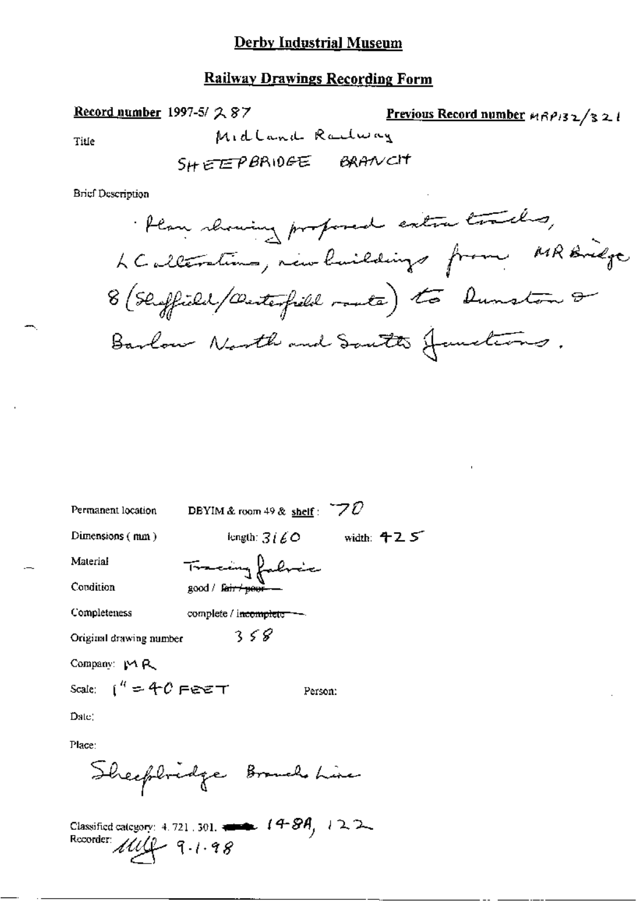# Derby Industrial Museum

## Railway Drawings Recording Form

**Record number** 1997-5/ 287 **Previous Record number** MRP132/321

Title Midland Railway

SHEEPBRIDGE BRANCH

Brief Description

Plan showing proposed extra tracks, LC alterations, new buildings from MR Bridge 8 (Sheffield/Chesterfield route) to Dunston & Barlow North and South Junctions.

Permanent location DBYIM & room 49 & shelf: 70

Dimensions (mm) length: 3160 width: 425

Material Tracing fabric

Condition good / ~~fair / poor~~

Completeness complete / ~~incomplete~~

Original drawing number 358

Company: MR

Scale: 1" = 40 FEET Person:

Date:

Place:

Sheepbridge Branch Line

Classified category: 4.721.301. ~~——~~ 148A, 122

Recorder: MQ 9.1.98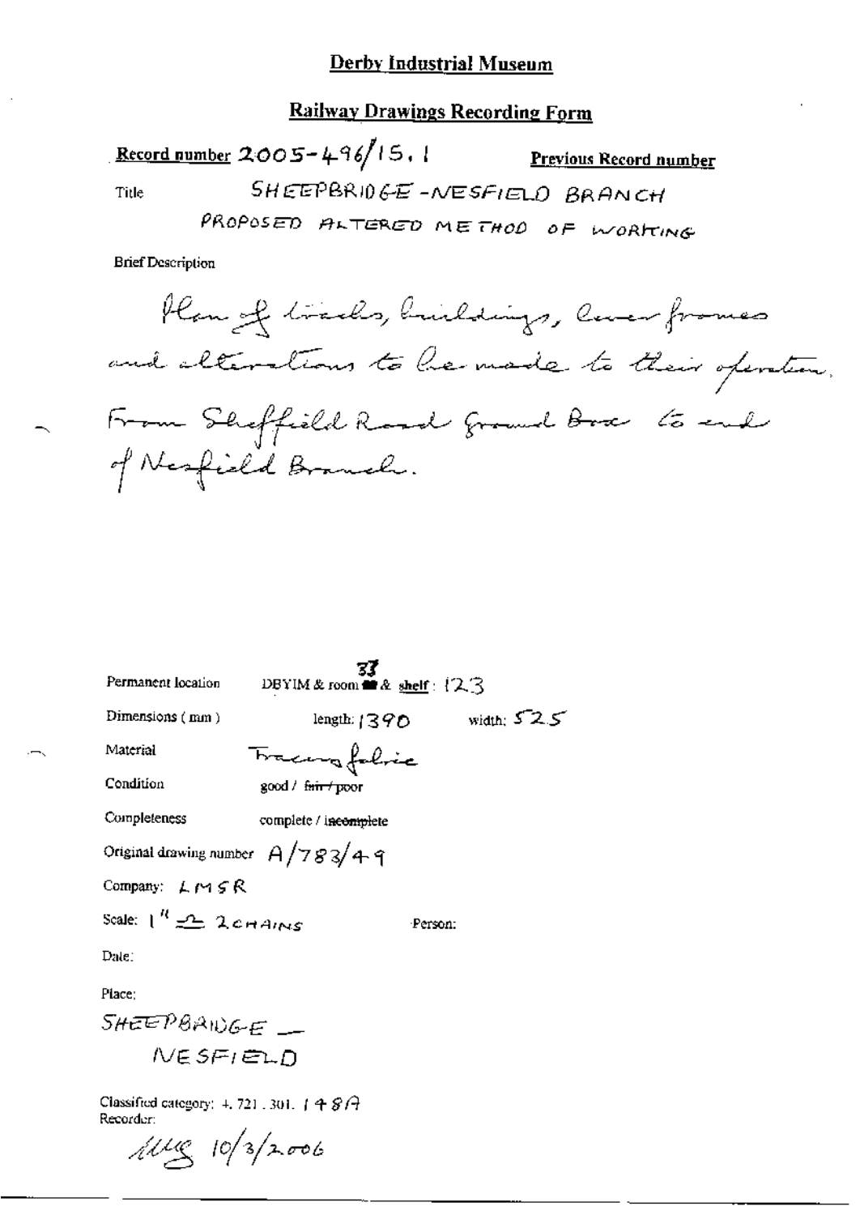# Derby Industrial Museum

## Railway Drawings Recording Form

**Record number** 2005-496/15.1 **Previous Record number**

Title SHEEPBRIDGE-NESFIELD BRANCH

PROPOSED ALTERED METHOD OF WORKING

Brief Description

Plan of tracks, buildings, lever frames and alterations to be made to their operation. From Sheffield Road Ground Box to end of Nesfield Branch.

Permanent location DBYIM & room 37 & shelf: 123

Dimensions (mm) length: 1390 width: 525

Material Tracing fabric

Condition good / ~~fair / poor~~

Completeness complete / ~~incomplete~~

Original drawing number A/783/49

Company: LMSR

Scale: 1" = 2 CHAINS Person:

Date:

Place:

SHEEPBRIDGE — NESFIELD

Classified category: 4.721.301. 148A

Recorder:

MLG 10/3/2006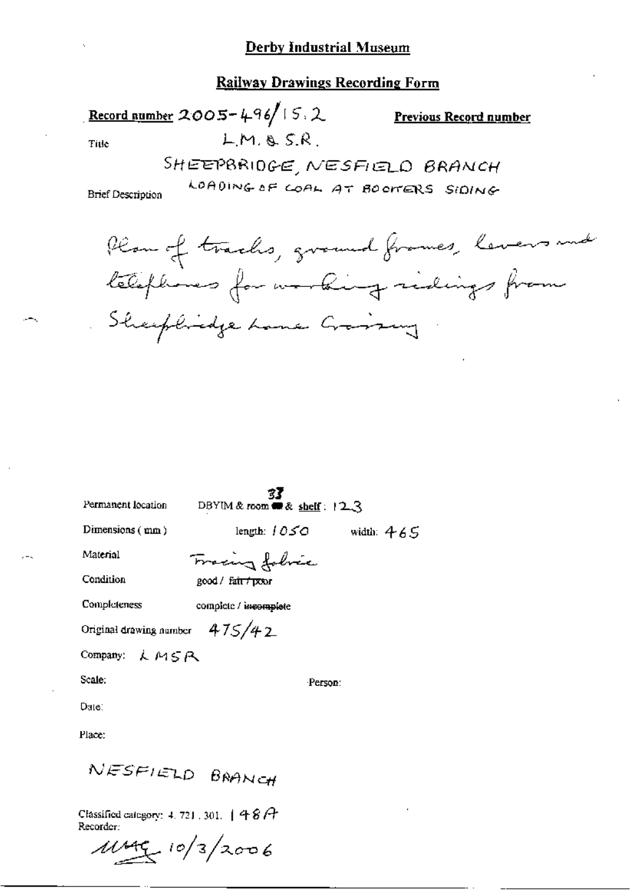# Derby Industrial Museum

## Railway Drawings Recording Form

**Record number** 2005-496/15.2 **Previous Record number**

Title L.M. & S.R.

SHEEPBRIDGE, NESFIELD BRANCH

LOADING OF COAL AT BOOTHERS SIDING

Brief Description

Plan of tracks, ground frames, levers and telephones for working sidings from Sheepbridge Lane Crossing

Permanent location DBYIM & room 33 & shelf: 123

Dimensions (mm) length: 1050 width: 465

Material Tracing fabric

Condition good / ~~fair / poor~~

Completeness complete / ~~incomplete~~

Original drawing number 475/42

Company: LMSR

Scale: Person:

Date:

Place:

NESFIELD BRANCH

Classified category: 4.721.301. 148A

Recorder:

MMG 10/3/2006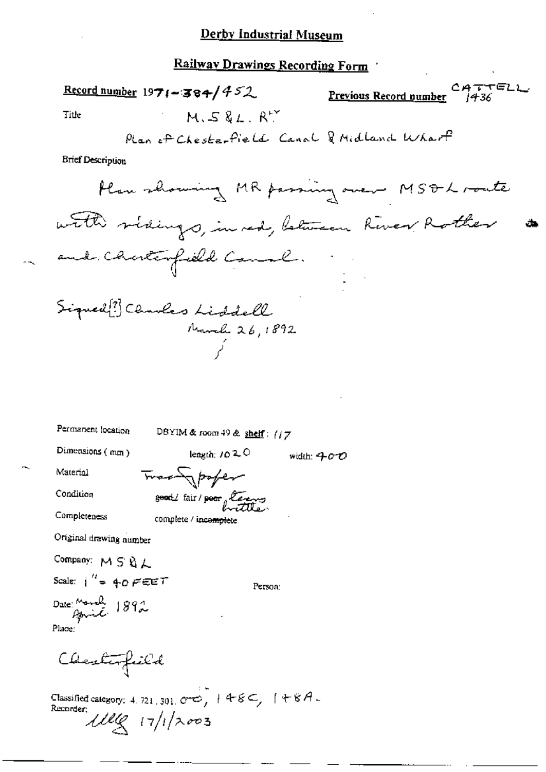# Derby Industrial Museum

## Railway Drawings Recording Form

**Record number** 1971-384/452 **Previous Record number** CATTELL 1436

Title M.S & L. R^LY

Plan of Chesterfield Canal & Midland Wharf

Brief Description

Plan showing MR passing over MS&L route with sidings, in red, between River Rother and Chesterfield Canal.

Signed[?] Charles Liddell
March 26, 1892

Permanent location DBYIM & room 49 & **shelf**: 117

Dimensions (mm) length: 1020 width: 400

Material Tracing paper

Condition ~~good~~/ fair / ~~poor~~, tears brittle

Completeness complete / ~~incomplete~~

Original drawing number

Company: MS&L

Scale: 1" = 40 FEET Person:

Date: March April 1892

Place:

Chesterfield

Classified category: 4. 721. 301. 000, 148C, 148A.

Recorder: [initials] 17/1/2003